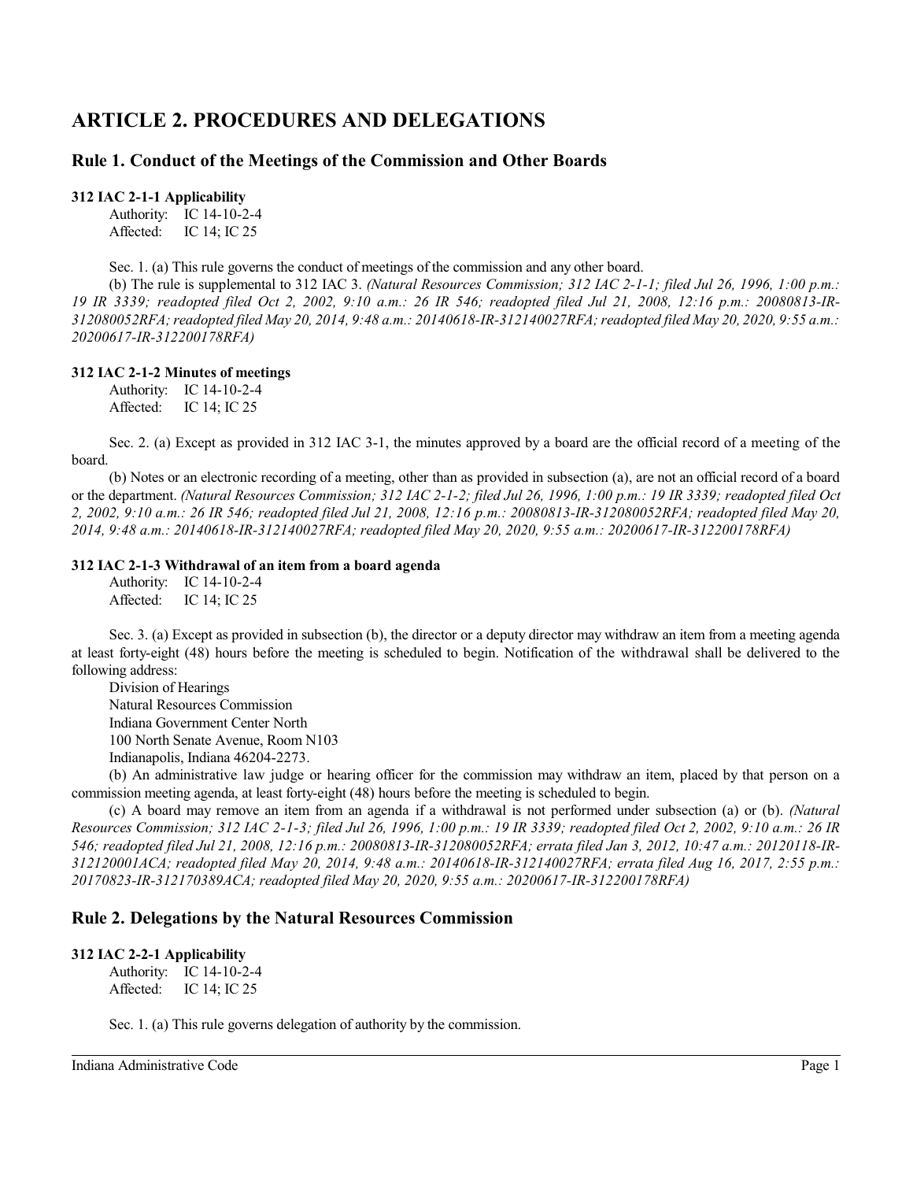# ARTICLE 2. PROCEDURES AND DELEGATIONS

## Rule 1. Conduct of the Meetings of the Commission and Other Boards

### 312 IAC 2-1-1 Applicability

Authority: IC 14-10-2-4
Affected: IC 14; IC 25

Sec. 1. (a) This rule governs the conduct of meetings of the commission and any other board.

(b) The rule is supplemental to 312 IAC 3. *(Natural Resources Commission; 312 IAC 2-1-1; filed Jul 26, 1996, 1:00 p.m.: 19 IR 3339; readopted filed Oct 2, 2002, 9:10 a.m.: 26 IR 546; readopted filed Jul 21, 2008, 12:16 p.m.: 20080813-IR-312080052RFA; readopted filed May 20, 2014, 9:48 a.m.: 20140618-IR-312140027RFA; readopted filed May 20, 2020, 9:55 a.m.: 20200617-IR-312200178RFA)*

### 312 IAC 2-1-2 Minutes of meetings

Authority: IC 14-10-2-4
Affected: IC 14; IC 25

Sec. 2. (a) Except as provided in 312 IAC 3-1, the minutes approved by a board are the official record of a meeting of the board.

(b) Notes or an electronic recording of a meeting, other than as provided in subsection (a), are not an official record of a board or the department. *(Natural Resources Commission; 312 IAC 2-1-2; filed Jul 26, 1996, 1:00 p.m.: 19 IR 3339; readopted filed Oct 2, 2002, 9:10 a.m.: 26 IR 546; readopted filed Jul 21, 2008, 12:16 p.m.: 20080813-IR-312080052RFA; readopted filed May 20, 2014, 9:48 a.m.: 20140618-IR-312140027RFA; readopted filed May 20, 2020, 9:55 a.m.: 20200617-IR-312200178RFA)*

### 312 IAC 2-1-3 Withdrawal of an item from a board agenda

Authority: IC 14-10-2-4
Affected: IC 14; IC 25

Sec. 3. (a) Except as provided in subsection (b), the director or a deputy director may withdraw an item from a meeting agenda at least forty-eight (48) hours before the meeting is scheduled to begin. Notification of the withdrawal shall be delivered to the following address:

Division of Hearings
Natural Resources Commission
Indiana Government Center North
100 North Senate Avenue, Room N103
Indianapolis, Indiana 46204-2273.

(b) An administrative law judge or hearing officer for the commission may withdraw an item, placed by that person on a commission meeting agenda, at least forty-eight (48) hours before the meeting is scheduled to begin.

(c) A board may remove an item from an agenda if a withdrawal is not performed under subsection (a) or (b). *(Natural Resources Commission; 312 IAC 2-1-3; filed Jul 26, 1996, 1:00 p.m.: 19 IR 3339; readopted filed Oct 2, 2002, 9:10 a.m.: 26 IR 546; readopted filed Jul 21, 2008, 12:16 p.m.: 20080813-IR-312080052RFA; errata filed Jan 3, 2012, 10:47 a.m.: 20120118-IR-312120001ACA; readopted filed May 20, 2014, 9:48 a.m.: 20140618-IR-312140027RFA; errata filed Aug 16, 2017, 2:55 p.m.: 20170823-IR-312170389ACA; readopted filed May 20, 2020, 9:55 a.m.: 20200617-IR-312200178RFA)*

## Rule 2. Delegations by the Natural Resources Commission

### 312 IAC 2-2-1 Applicability

Authority: IC 14-10-2-4
Affected: IC 14; IC 25

Sec. 1. (a) This rule governs delegation of authority by the commission.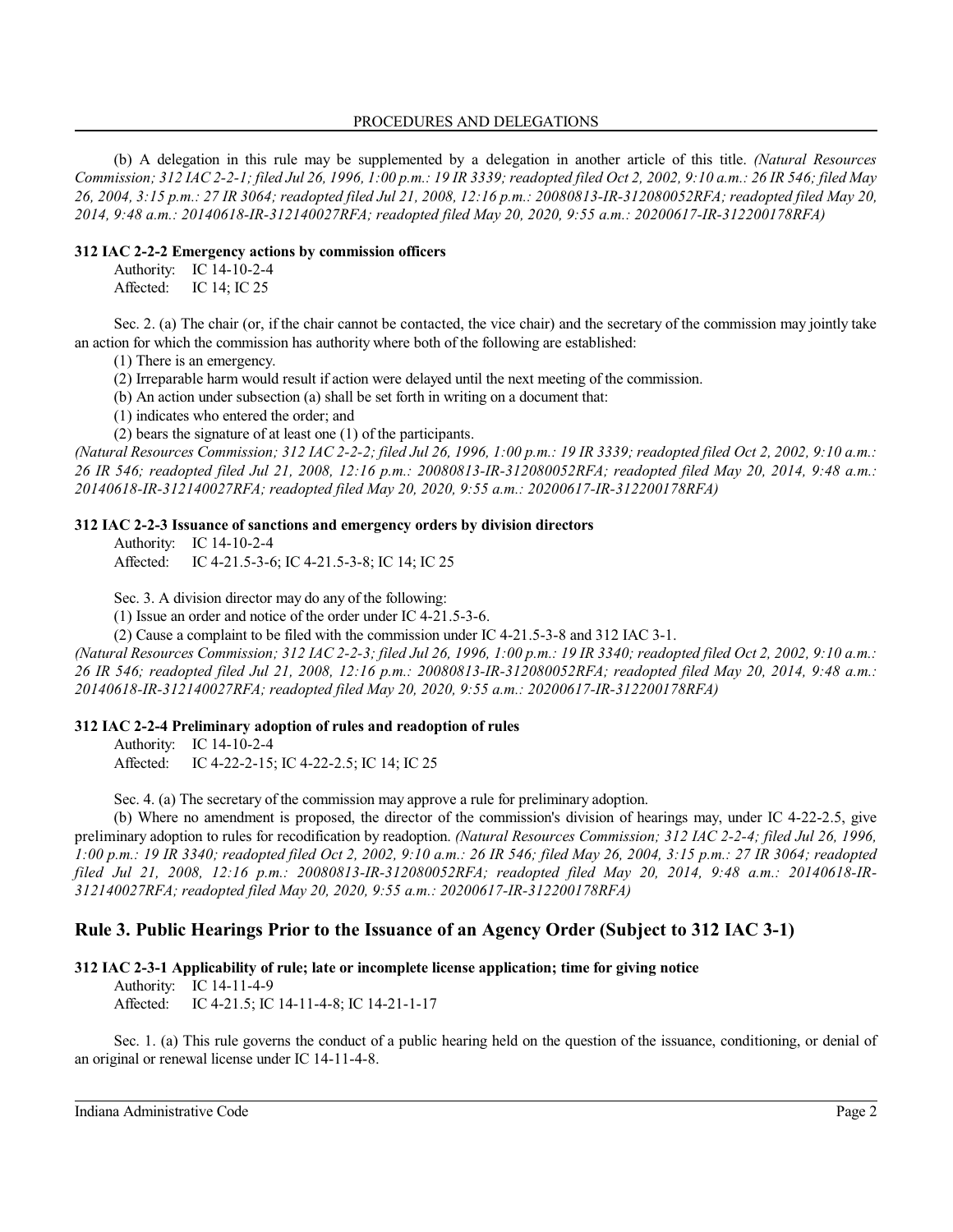(b) A delegation in this rule may be supplemented by a delegation in another article of this title. *(Natural Resources Commission; 312 IAC 2-2-1; filed Jul 26, 1996, 1:00 p.m.: 19 IR 3339; readopted filed Oct 2, 2002, 9:10 a.m.: 26 IR 546; filed May 26, 2004, 3:15 p.m.: 27 IR 3064; readopted filed Jul 21, 2008, 12:16 p.m.: 20080813-IR-312080052RFA; readopted filed May 20, 2014, 9:48 a.m.: 20140618-IR-312140027RFA; readopted filed May 20, 2020, 9:55 a.m.: 20200617-IR-312200178RFA)*

### 312 IAC 2-2-2 Emergency actions by commission officers

Authority: IC 14-10-2-4
Affected: IC 14; IC 25

Sec. 2. (a) The chair (or, if the chair cannot be contacted, the vice chair) and the secretary of the commission may jointly take an action for which the commission has authority where both of the following are established:

(1) There is an emergency.

(2) Irreparable harm would result if action were delayed until the next meeting of the commission.

(b) An action under subsection (a) shall be set forth in writing on a document that:

(1) indicates who entered the order; and

(2) bears the signature of at least one (1) of the participants.

*(Natural Resources Commission; 312 IAC 2-2-2; filed Jul 26, 1996, 1:00 p.m.: 19 IR 3339; readopted filed Oct 2, 2002, 9:10 a.m.: 26 IR 546; readopted filed Jul 21, 2008, 12:16 p.m.: 20080813-IR-312080052RFA; readopted filed May 20, 2014, 9:48 a.m.: 20140618-IR-312140027RFA; readopted filed May 20, 2020, 9:55 a.m.: 20200617-IR-312200178RFA)*

### 312 IAC 2-2-3 Issuance of sanctions and emergency orders by division directors

Authority: IC 14-10-2-4
Affected: IC 4-21.5-3-6; IC 4-21.5-3-8; IC 14; IC 25

Sec. 3. A division director may do any of the following:

(1) Issue an order and notice of the order under IC 4-21.5-3-6.

(2) Cause a complaint to be filed with the commission under IC 4-21.5-3-8 and 312 IAC 3-1.

*(Natural Resources Commission; 312 IAC 2-2-3; filed Jul 26, 1996, 1:00 p.m.: 19 IR 3340; readopted filed Oct 2, 2002, 9:10 a.m.: 26 IR 546; readopted filed Jul 21, 2008, 12:16 p.m.: 20080813-IR-312080052RFA; readopted filed May 20, 2014, 9:48 a.m.: 20140618-IR-312140027RFA; readopted filed May 20, 2020, 9:55 a.m.: 20200617-IR-312200178RFA)*

### 312 IAC 2-2-4 Preliminary adoption of rules and readoption of rules

Authority: IC 14-10-2-4
Affected: IC 4-22-2-15; IC 4-22-2.5; IC 14; IC 25

Sec. 4. (a) The secretary of the commission may approve a rule for preliminary adoption.

(b) Where no amendment is proposed, the director of the commission's division of hearings may, under IC 4-22-2.5, give preliminary adoption to rules for recodification by readoption. *(Natural Resources Commission; 312 IAC 2-2-4; filed Jul 26, 1996, 1:00 p.m.: 19 IR 3340; readopted filed Oct 2, 2002, 9:10 a.m.: 26 IR 546; filed May 26, 2004, 3:15 p.m.: 27 IR 3064; readopted filed Jul 21, 2008, 12:16 p.m.: 20080813-IR-312080052RFA; readopted filed May 20, 2014, 9:48 a.m.: 20140618-IR-312140027RFA; readopted filed May 20, 2020, 9:55 a.m.: 20200617-IR-312200178RFA)*

## Rule 3. Public Hearings Prior to the Issuance of an Agency Order (Subject to 312 IAC 3-1)

### 312 IAC 2-3-1 Applicability of rule; late or incomplete license application; time for giving notice

Authority: IC 14-11-4-9
Affected: IC 4-21.5; IC 14-11-4-8; IC 14-21-1-17

Sec. 1. (a) This rule governs the conduct of a public hearing held on the question of the issuance, conditioning, or denial of an original or renewal license under IC 14-11-4-8.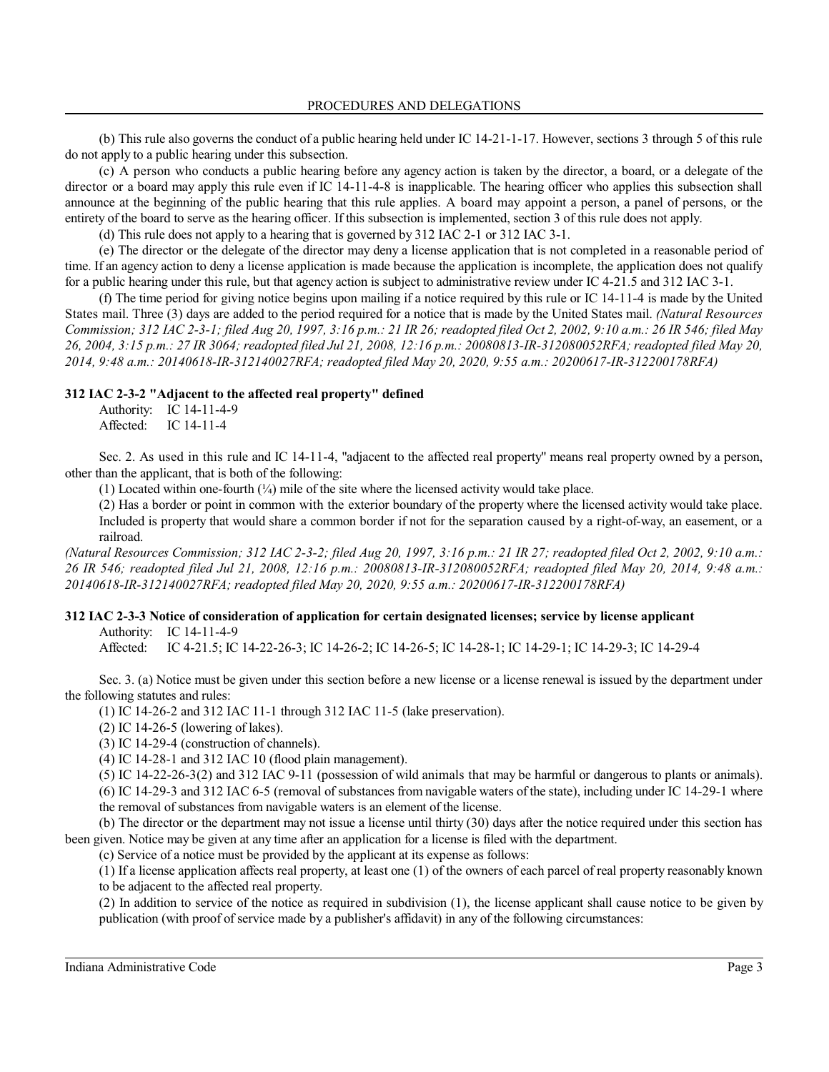(b) This rule also governs the conduct of a public hearing held under IC 14-21-1-17. However, sections 3 through 5 of this rule do not apply to a public hearing under this subsection.

(c) A person who conducts a public hearing before any agency action is taken by the director, a board, or a delegate of the director or a board may apply this rule even if IC 14-11-4-8 is inapplicable. The hearing officer who applies this subsection shall announce at the beginning of the public hearing that this rule applies. A board may appoint a person, a panel of persons, or the entirety of the board to serve as the hearing officer. If this subsection is implemented, section 3 of this rule does not apply.

(d) This rule does not apply to a hearing that is governed by 312 IAC 2-1 or 312 IAC 3-1.

(e) The director or the delegate of the director may deny a license application that is not completed in a reasonable period of time. If an agency action to deny a license application is made because the application is incomplete, the application does not qualify for a public hearing under this rule, but that agency action is subject to administrative review under IC 4-21.5 and 312 IAC 3-1.

(f) The time period for giving notice begins upon mailing if a notice required by this rule or IC 14-11-4 is made by the United States mail. Three (3) days are added to the period required for a notice that is made by the United States mail. *(Natural Resources Commission; 312 IAC 2-3-1; filed Aug 20, 1997, 3:16 p.m.: 21 IR 26; readopted filed Oct 2, 2002, 9:10 a.m.: 26 IR 546; filed May 26, 2004, 3:15 p.m.: 27 IR 3064; readopted filed Jul 21, 2008, 12:16 p.m.: 20080813-IR-312080052RFA; readopted filed May 20, 2014, 9:48 a.m.: 20140618-IR-312140027RFA; readopted filed May 20, 2020, 9:55 a.m.: 20200617-IR-312200178RFA)*

**312 IAC 2-3-2 "Adjacent to the affected real property" defined**

Authority: IC 14-11-4-9
Affected: IC 14-11-4

Sec. 2. As used in this rule and IC 14-11-4, "adjacent to the affected real property" means real property owned by a person, other than the applicant, that is both of the following:

(1) Located within one-fourth (¼) mile of the site where the licensed activity would take place.

(2) Has a border or point in common with the exterior boundary of the property where the licensed activity would take place. Included is property that would share a common border if not for the separation caused by a right-of-way, an easement, or a railroad.

*(Natural Resources Commission; 312 IAC 2-3-2; filed Aug 20, 1997, 3:16 p.m.: 21 IR 27; readopted filed Oct 2, 2002, 9:10 a.m.: 26 IR 546; readopted filed Jul 21, 2008, 12:16 p.m.: 20080813-IR-312080052RFA; readopted filed May 20, 2014, 9:48 a.m.: 20140618-IR-312140027RFA; readopted filed May 20, 2020, 9:55 a.m.: 20200617-IR-312200178RFA)*

**312 IAC 2-3-3 Notice of consideration of application for certain designated licenses; service by license applicant**

Authority: IC 14-11-4-9
Affected: IC 4-21.5; IC 14-22-26-3; IC 14-26-2; IC 14-26-5; IC 14-28-1; IC 14-29-1; IC 14-29-3; IC 14-29-4

Sec. 3. (a) Notice must be given under this section before a new license or a license renewal is issued by the department under the following statutes and rules:

(1) IC 14-26-2 and 312 IAC 11-1 through 312 IAC 11-5 (lake preservation).

(2) IC 14-26-5 (lowering of lakes).

(3) IC 14-29-4 (construction of channels).

(4) IC 14-28-1 and 312 IAC 10 (flood plain management).

(5) IC 14-22-26-3(2) and 312 IAC 9-11 (possession of wild animals that may be harmful or dangerous to plants or animals).

(6) IC 14-29-3 and 312 IAC 6-5 (removal of substances from navigable waters of the state), including under IC 14-29-1 where the removal of substances from navigable waters is an element of the license.

(b) The director or the department may not issue a license until thirty (30) days after the notice required under this section has been given. Notice may be given at any time after an application for a license is filed with the department.

(c) Service of a notice must be provided by the applicant at its expense as follows:

(1) If a license application affects real property, at least one (1) of the owners of each parcel of real property reasonably known to be adjacent to the affected real property.

(2) In addition to service of the notice as required in subdivision (1), the license applicant shall cause notice to be given by publication (with proof of service made by a publisher's affidavit) in any of the following circumstances: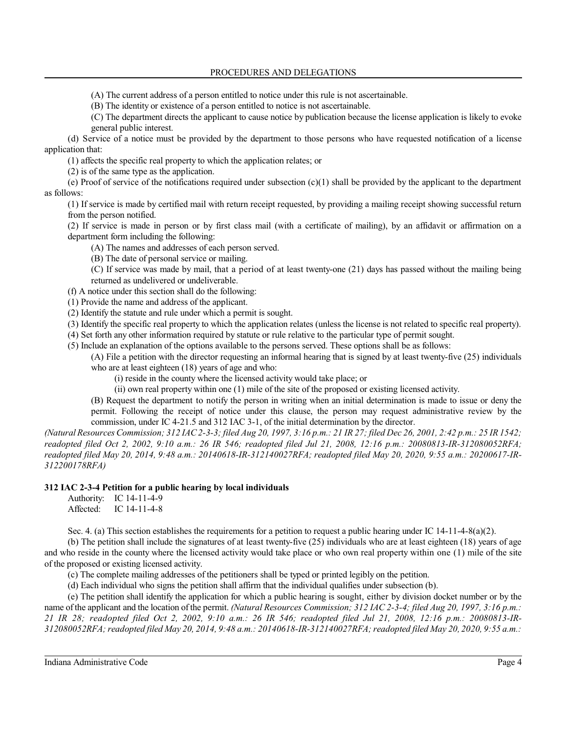(A) The current address of a person entitled to notice under this rule is not ascertainable.

(B) The identity or existence of a person entitled to notice is not ascertainable.

(C) The department directs the applicant to cause notice by publication because the license application is likely to evoke general public interest.

(d) Service of a notice must be provided by the department to those persons who have requested notification of a license application that:

(1) affects the specific real property to which the application relates; or

(2) is of the same type as the application.

(e) Proof of service of the notifications required under subsection (c)(1) shall be provided by the applicant to the department as follows:

(1) If service is made by certified mail with return receipt requested, by providing a mailing receipt showing successful return from the person notified.

(2) If service is made in person or by first class mail (with a certificate of mailing), by an affidavit or affirmation on a department form including the following:

(A) The names and addresses of each person served.

(B) The date of personal service or mailing.

(C) If service was made by mail, that a period of at least twenty-one (21) days has passed without the mailing being returned as undelivered or undeliverable.

(f) A notice under this section shall do the following:

(1) Provide the name and address of the applicant.

(2) Identify the statute and rule under which a permit is sought.

(3) Identify the specific real property to which the application relates (unless the license is not related to specific real property).

(4) Set forth any other information required by statute or rule relative to the particular type of permit sought.

(5) Include an explanation of the options available to the persons served. These options shall be as follows:

(A) File a petition with the director requesting an informal hearing that is signed by at least twenty-five (25) individuals who are at least eighteen (18) years of age and who:

(i) reside in the county where the licensed activity would take place; or

(ii) own real property within one (1) mile of the site of the proposed or existing licensed activity.

(B) Request the department to notify the person in writing when an initial determination is made to issue or deny the permit. Following the receipt of notice under this clause, the person may request administrative review by the commission, under IC 4-21.5 and 312 IAC 3-1, of the initial determination by the director.

*(Natural Resources Commission; 312 IAC 2-3-3; filed Aug 20, 1997, 3:16 p.m.: 21 IR 27; filed Dec 26, 2001, 2:42 p.m.: 25 IR 1542; readopted filed Oct 2, 2002, 9:10 a.m.: 26 IR 546; readopted filed Jul 21, 2008, 12:16 p.m.: 20080813-IR-312080052RFA; readopted filed May 20, 2014, 9:48 a.m.: 20140618-IR-312140027RFA; readopted filed May 20, 2020, 9:55 a.m.: 20200617-IR-312200178RFA)*

### 312 IAC 2-3-4 Petition for a public hearing by local individuals

Authority: IC 14-11-4-9
Affected: IC 14-11-4-8

Sec. 4. (a) This section establishes the requirements for a petition to request a public hearing under IC 14-11-4-8(a)(2).

(b) The petition shall include the signatures of at least twenty-five (25) individuals who are at least eighteen (18) years of age and who reside in the county where the licensed activity would take place or who own real property within one (1) mile of the site of the proposed or existing licensed activity.

(c) The complete mailing addresses of the petitioners shall be typed or printed legibly on the petition.

(d) Each individual who signs the petition shall affirm that the individual qualifies under subsection (b).

(e) The petition shall identify the application for which a public hearing is sought, either by division docket number or by the name of the applicant and the location of the permit. *(Natural Resources Commission; 312 IAC 2-3-4; filed Aug 20, 1997, 3:16 p.m.: 21 IR 28; readopted filed Oct 2, 2002, 9:10 a.m.: 26 IR 546; readopted filed Jul 21, 2008, 12:16 p.m.: 20080813-IR-312080052RFA; readopted filed May 20, 2014, 9:48 a.m.: 20140618-IR-312140027RFA; readopted filed May 20, 2020, 9:55 a.m.:*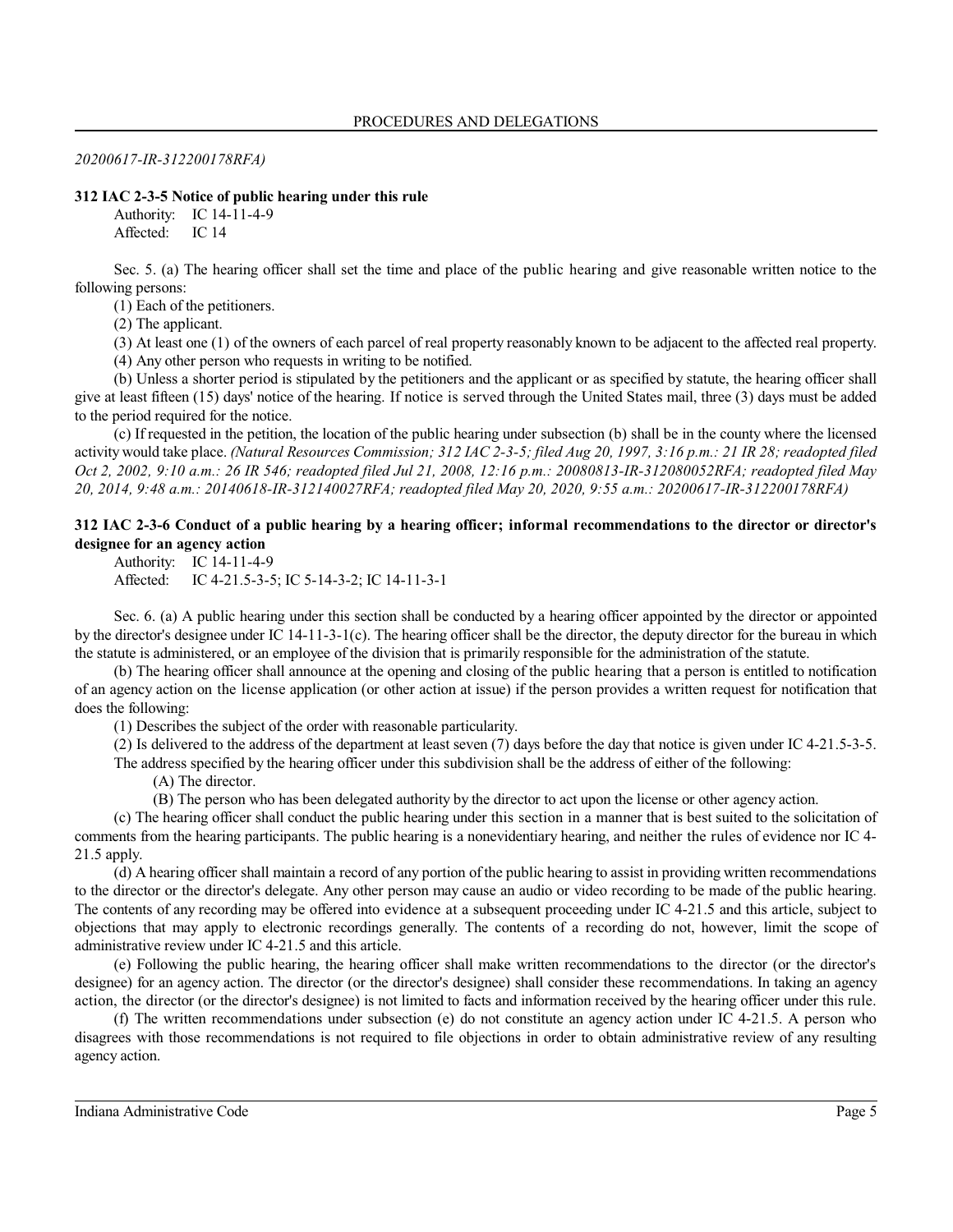20200617-IR-312200178RFA)

**312 IAC 2-3-5 Notice of public hearing under this rule**

Authority: IC 14-11-4-9
Affected: IC 14

Sec. 5. (a) The hearing officer shall set the time and place of the public hearing and give reasonable written notice to the following persons:

(1) Each of the petitioners.

(2) The applicant.

(3) At least one (1) of the owners of each parcel of real property reasonably known to be adjacent to the affected real property.

(4) Any other person who requests in writing to be notified.

(b) Unless a shorter period is stipulated by the petitioners and the applicant or as specified by statute, the hearing officer shall give at least fifteen (15) days' notice of the hearing. If notice is served through the United States mail, three (3) days must be added to the period required for the notice.

(c) If requested in the petition, the location of the public hearing under subsection (b) shall be in the county where the licensed activity would take place. *(Natural Resources Commission; 312 IAC 2-3-5; filed Aug 20, 1997, 3:16 p.m.: 21 IR 28; readopted filed Oct 2, 2002, 9:10 a.m.: 26 IR 546; readopted filed Jul 21, 2008, 12:16 p.m.: 20080813-IR-312080052RFA; readopted filed May 20, 2014, 9:48 a.m.: 20140618-IR-312140027RFA; readopted filed May 20, 2020, 9:55 a.m.: 20200617-IR-312200178RFA)*

**312 IAC 2-3-6 Conduct of a public hearing by a hearing officer; informal recommendations to the director or director's designee for an agency action**

Authority: IC 14-11-4-9
Affected: IC 4-21.5-3-5; IC 5-14-3-2; IC 14-11-3-1

Sec. 6. (a) A public hearing under this section shall be conducted by a hearing officer appointed by the director or appointed by the director's designee under IC 14-11-3-1(c). The hearing officer shall be the director, the deputy director for the bureau in which the statute is administered, or an employee of the division that is primarily responsible for the administration of the statute.

(b) The hearing officer shall announce at the opening and closing of the public hearing that a person is entitled to notification of an agency action on the license application (or other action at issue) if the person provides a written request for notification that does the following:

(1) Describes the subject of the order with reasonable particularity.

(2) Is delivered to the address of the department at least seven (7) days before the day that notice is given under IC 4-21.5-3-5. The address specified by the hearing officer under this subdivision shall be the address of either of the following:

(A) The director.

(B) The person who has been delegated authority by the director to act upon the license or other agency action.

(c) The hearing officer shall conduct the public hearing under this section in a manner that is best suited to the solicitation of comments from the hearing participants. The public hearing is a nonevidentiary hearing, and neither the rules of evidence nor IC 4-21.5 apply.

(d) A hearing officer shall maintain a record of any portion of the public hearing to assist in providing written recommendations to the director or the director's delegate. Any other person may cause an audio or video recording to be made of the public hearing. The contents of any recording may be offered into evidence at a subsequent proceeding under IC 4-21.5 and this article, subject to objections that may apply to electronic recordings generally. The contents of a recording do not, however, limit the scope of administrative review under IC 4-21.5 and this article.

(e) Following the public hearing, the hearing officer shall make written recommendations to the director (or the director's designee) for an agency action. The director (or the director's designee) shall consider these recommendations. In taking an agency action, the director (or the director's designee) is not limited to facts and information received by the hearing officer under this rule.

(f) The written recommendations under subsection (e) do not constitute an agency action under IC 4-21.5. A person who disagrees with those recommendations is not required to file objections in order to obtain administrative review of any resulting agency action.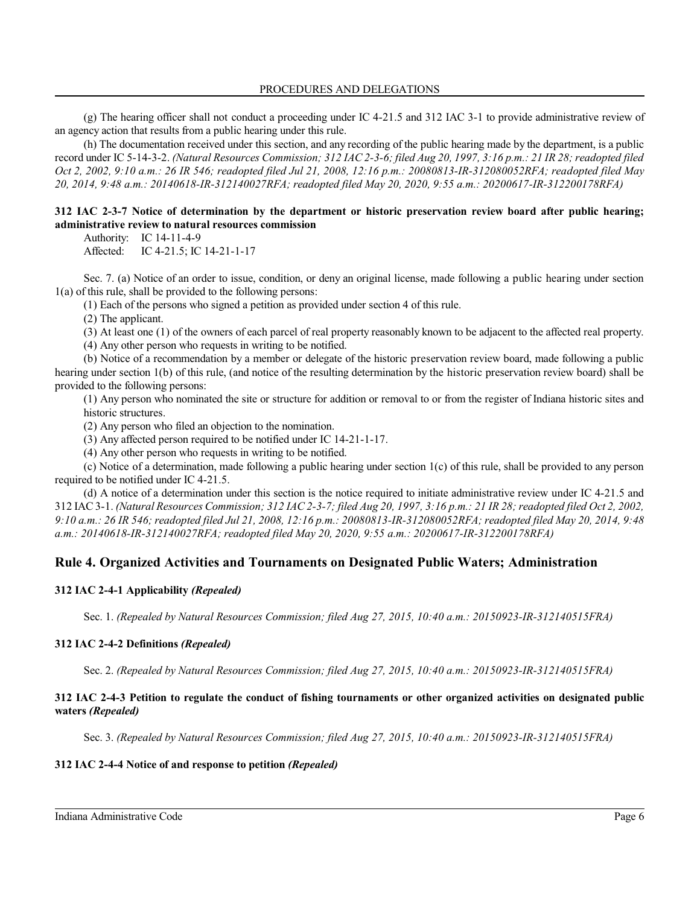(g) The hearing officer shall not conduct a proceeding under IC 4-21.5 and 312 IAC 3-1 to provide administrative review of an agency action that results from a public hearing under this rule.

(h) The documentation received under this section, and any recording of the public hearing made by the department, is a public record under IC 5-14-3-2. *(Natural Resources Commission; 312 IAC 2-3-6; filed Aug 20, 1997, 3:16 p.m.: 21 IR 28; readopted filed Oct 2, 2002, 9:10 a.m.: 26 IR 546; readopted filed Jul 21, 2008, 12:16 p.m.: 20080813-IR-312080052RFA; readopted filed May 20, 2014, 9:48 a.m.: 20140618-IR-312140027RFA; readopted filed May 20, 2020, 9:55 a.m.: 20200617-IR-312200178RFA)*

**312 IAC 2-3-7 Notice of determination by the department or historic preservation review board after public hearing; administrative review to natural resources commission**

Authority: IC 14-11-4-9
Affected: IC 4-21.5; IC 14-21-1-17

Sec. 7. (a) Notice of an order to issue, condition, or deny an original license, made following a public hearing under section 1(a) of this rule, shall be provided to the following persons:

(1) Each of the persons who signed a petition as provided under section 4 of this rule.

(2) The applicant.

(3) At least one (1) of the owners of each parcel of real property reasonably known to be adjacent to the affected real property.

(4) Any other person who requests in writing to be notified.

(b) Notice of a recommendation by a member or delegate of the historic preservation review board, made following a public hearing under section 1(b) of this rule, (and notice of the resulting determination by the historic preservation review board) shall be provided to the following persons:

(1) Any person who nominated the site or structure for addition or removal to or from the register of Indiana historic sites and historic structures.

(2) Any person who filed an objection to the nomination.

(3) Any affected person required to be notified under IC 14-21-1-17.

(4) Any other person who requests in writing to be notified.

(c) Notice of a determination, made following a public hearing under section 1(c) of this rule, shall be provided to any person required to be notified under IC 4-21.5.

(d) A notice of a determination under this section is the notice required to initiate administrative review under IC 4-21.5 and 312 IAC 3-1. *(Natural Resources Commission; 312 IAC 2-3-7; filed Aug 20, 1997, 3:16 p.m.: 21 IR 28; readopted filed Oct 2, 2002, 9:10 a.m.: 26 IR 546; readopted filed Jul 21, 2008, 12:16 p.m.: 20080813-IR-312080052RFA; readopted filed May 20, 2014, 9:48 a.m.: 20140618-IR-312140027RFA; readopted filed May 20, 2020, 9:55 a.m.: 20200617-IR-312200178RFA)*

## Rule 4. Organized Activities and Tournaments on Designated Public Waters; Administration

**312 IAC 2-4-1 Applicability *(Repealed)***

Sec. 1. *(Repealed by Natural Resources Commission; filed Aug 27, 2015, 10:40 a.m.: 20150923-IR-312140515FRA)*

**312 IAC 2-4-2 Definitions *(Repealed)***

Sec. 2. *(Repealed by Natural Resources Commission; filed Aug 27, 2015, 10:40 a.m.: 20150923-IR-312140515FRA)*

**312 IAC 2-4-3 Petition to regulate the conduct of fishing tournaments or other organized activities on designated public waters *(Repealed)***

Sec. 3. *(Repealed by Natural Resources Commission; filed Aug 27, 2015, 10:40 a.m.: 20150923-IR-312140515FRA)*

**312 IAC 2-4-4 Notice of and response to petition *(Repealed)***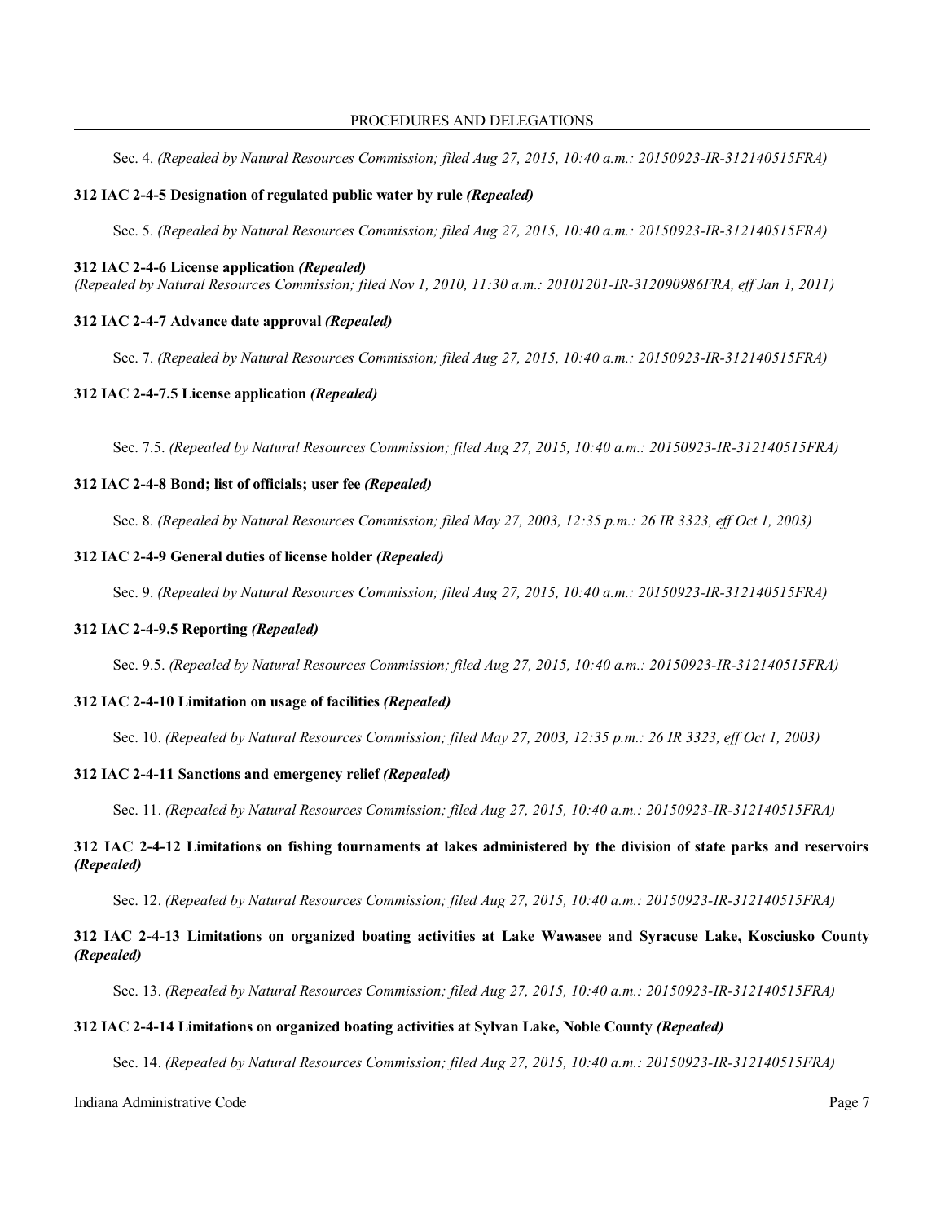Sec. 4. *(Repealed by Natural Resources Commission; filed Aug 27, 2015, 10:40 a.m.: 20150923-IR-312140515FRA)*

**312 IAC 2-4-5 Designation of regulated public water by rule *(Repealed)***

Sec. 5. *(Repealed by Natural Resources Commission; filed Aug 27, 2015, 10:40 a.m.: 20150923-IR-312140515FRA)*

**312 IAC 2-4-6 License application *(Repealed)***

*(Repealed by Natural Resources Commission; filed Nov 1, 2010, 11:30 a.m.: 20101201-IR-312090986FRA, eff Jan 1, 2011)*

**312 IAC 2-4-7 Advance date approval *(Repealed)***

Sec. 7. *(Repealed by Natural Resources Commission; filed Aug 27, 2015, 10:40 a.m.: 20150923-IR-312140515FRA)*

**312 IAC 2-4-7.5 License application *(Repealed)***

Sec. 7.5. *(Repealed by Natural Resources Commission; filed Aug 27, 2015, 10:40 a.m.: 20150923-IR-312140515FRA)*

**312 IAC 2-4-8 Bond; list of officials; user fee *(Repealed)***

Sec. 8. *(Repealed by Natural Resources Commission; filed May 27, 2003, 12:35 p.m.: 26 IR 3323, eff Oct 1, 2003)*

**312 IAC 2-4-9 General duties of license holder *(Repealed)***

Sec. 9. *(Repealed by Natural Resources Commission; filed Aug 27, 2015, 10:40 a.m.: 20150923-IR-312140515FRA)*

**312 IAC 2-4-9.5 Reporting *(Repealed)***

Sec. 9.5. *(Repealed by Natural Resources Commission; filed Aug 27, 2015, 10:40 a.m.: 20150923-IR-312140515FRA)*

**312 IAC 2-4-10 Limitation on usage of facilities *(Repealed)***

Sec. 10. *(Repealed by Natural Resources Commission; filed May 27, 2003, 12:35 p.m.: 26 IR 3323, eff Oct 1, 2003)*

**312 IAC 2-4-11 Sanctions and emergency relief *(Repealed)***

Sec. 11. *(Repealed by Natural Resources Commission; filed Aug 27, 2015, 10:40 a.m.: 20150923-IR-312140515FRA)*

**312 IAC 2-4-12 Limitations on fishing tournaments at lakes administered by the division of state parks and reservoirs *(Repealed)***

Sec. 12. *(Repealed by Natural Resources Commission; filed Aug 27, 2015, 10:40 a.m.: 20150923-IR-312140515FRA)*

**312 IAC 2-4-13 Limitations on organized boating activities at Lake Wawasee and Syracuse Lake, Kosciusko County *(Repealed)***

Sec. 13. *(Repealed by Natural Resources Commission; filed Aug 27, 2015, 10:40 a.m.: 20150923-IR-312140515FRA)*

**312 IAC 2-4-14 Limitations on organized boating activities at Sylvan Lake, Noble County *(Repealed)***

Sec. 14. *(Repealed by Natural Resources Commission; filed Aug 27, 2015, 10:40 a.m.: 20150923-IR-312140515FRA)*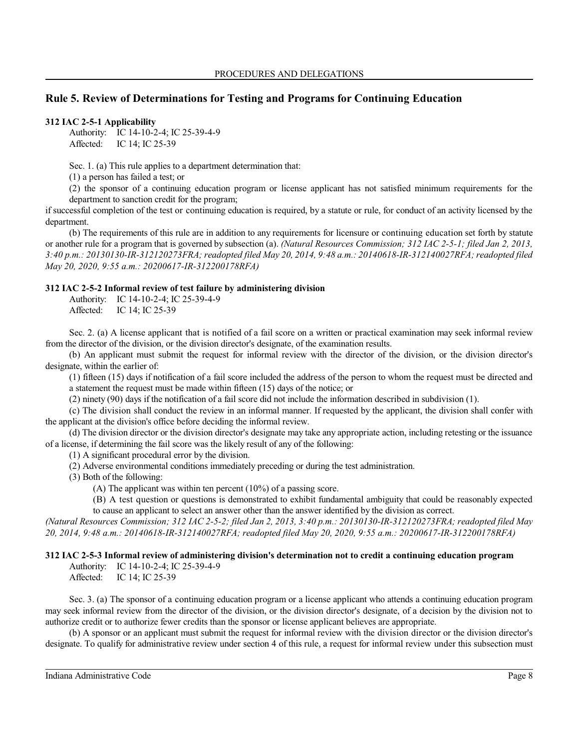## Rule 5. Review of Determinations for Testing and Programs for Continuing Education

**312 IAC 2-5-1 Applicability**

Authority: IC 14-10-2-4; IC 25-39-4-9
Affected: IC 14; IC 25-39

Sec. 1. (a) This rule applies to a department determination that:

(1) a person has failed a test; or

(2) the sponsor of a continuing education program or license applicant has not satisfied minimum requirements for the department to sanction credit for the program;

if successful completion of the test or continuing education is required, by a statute or rule, for conduct of an activity licensed by the department.

(b) The requirements of this rule are in addition to any requirements for licensure or continuing education set forth by statute or another rule for a program that is governed by subsection (a). *(Natural Resources Commission; 312 IAC 2-5-1; filed Jan 2, 2013, 3:40 p.m.: 20130130-IR-312120273FRA; readopted filed May 20, 2014, 9:48 a.m.: 20140618-IR-312140027RFA; readopted filed May 20, 2020, 9:55 a.m.: 20200617-IR-312200178RFA)*

**312 IAC 2-5-2 Informal review of test failure by administering division**

Authority: IC 14-10-2-4; IC 25-39-4-9
Affected: IC 14; IC 25-39

Sec. 2. (a) A license applicant that is notified of a fail score on a written or practical examination may seek informal review from the director of the division, or the division director's designate, of the examination results.

(b) An applicant must submit the request for informal review with the director of the division, or the division director's designate, within the earlier of:

(1) fifteen (15) days if notification of a fail score included the address of the person to whom the request must be directed and a statement the request must be made within fifteen (15) days of the notice; or

(2) ninety (90) days if the notification of a fail score did not include the information described in subdivision (1).

(c) The division shall conduct the review in an informal manner. If requested by the applicant, the division shall confer with the applicant at the division's office before deciding the informal review.

(d) The division director or the division director's designate may take any appropriate action, including retesting or the issuance of a license, if determining the fail score was the likely result of any of the following:

(1) A significant procedural error by the division.

(2) Adverse environmental conditions immediately preceding or during the test administration.

(3) Both of the following:

(A) The applicant was within ten percent (10%) of a passing score.

(B) A test question or questions is demonstrated to exhibit fundamental ambiguity that could be reasonably expected to cause an applicant to select an answer other than the answer identified by the division as correct.

*(Natural Resources Commission; 312 IAC 2-5-2; filed Jan 2, 2013, 3:40 p.m.: 20130130-IR-312120273FRA; readopted filed May 20, 2014, 9:48 a.m.: 20140618-IR-312140027RFA; readopted filed May 20, 2020, 9:55 a.m.: 20200617-IR-312200178RFA)*

**312 IAC 2-5-3 Informal review of administering division's determination not to credit a continuing education program**

Authority: IC 14-10-2-4; IC 25-39-4-9
Affected: IC 14; IC 25-39

Sec. 3. (a) The sponsor of a continuing education program or a license applicant who attends a continuing education program may seek informal review from the director of the division, or the division director's designate, of a decision by the division not to authorize credit or to authorize fewer credits than the sponsor or license applicant believes are appropriate.

(b) A sponsor or an applicant must submit the request for informal review with the division director or the division director's designate. To qualify for administrative review under section 4 of this rule, a request for informal review under this subsection must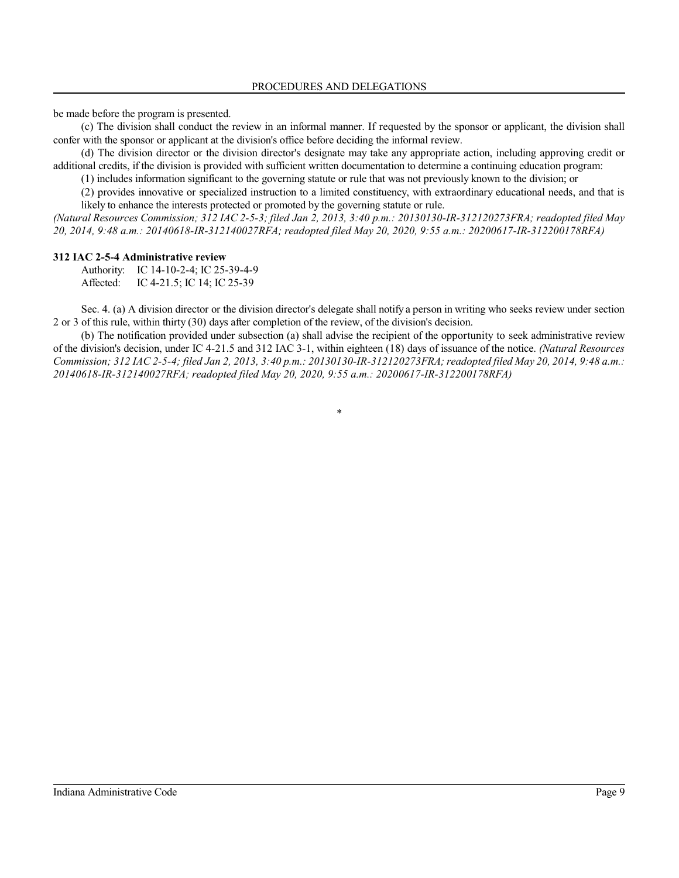be made before the program is presented.

(c) The division shall conduct the review in an informal manner. If requested by the sponsor or applicant, the division shall confer with the sponsor or applicant at the division's office before deciding the informal review.

(d) The division director or the division director's designate may take any appropriate action, including approving credit or additional credits, if the division is provided with sufficient written documentation to determine a continuing education program:

(1) includes information significant to the governing statute or rule that was not previously known to the division; or

(2) provides innovative or specialized instruction to a limited constituency, with extraordinary educational needs, and that is likely to enhance the interests protected or promoted by the governing statute or rule.

*(Natural Resources Commission; 312 IAC 2-5-3; filed Jan 2, 2013, 3:40 p.m.: 20130130-IR-312120273FRA; readopted filed May 20, 2014, 9:48 a.m.: 20140618-IR-312140027RFA; readopted filed May 20, 2020, 9:55 a.m.: 20200617-IR-312200178RFA)*

**312 IAC 2-5-4 Administrative review**

Authority: IC 14-10-2-4; IC 25-39-4-9
Affected: IC 4-21.5; IC 14; IC 25-39

Sec. 4. (a) A division director or the division director's delegate shall notify a person in writing who seeks review under section 2 or 3 of this rule, within thirty (30) days after completion of the review, of the division's decision.

(b) The notification provided under subsection (a) shall advise the recipient of the opportunity to seek administrative review of the division's decision, under IC 4-21.5 and 312 IAC 3-1, within eighteen (18) days of issuance of the notice. *(Natural Resources Commission; 312 IAC 2-5-4; filed Jan 2, 2013, 3:40 p.m.: 20130130-IR-312120273FRA; readopted filed May 20, 2014, 9:48 a.m.: 20140618-IR-312140027RFA; readopted filed May 20, 2020, 9:55 a.m.: 20200617-IR-312200178RFA)*

*